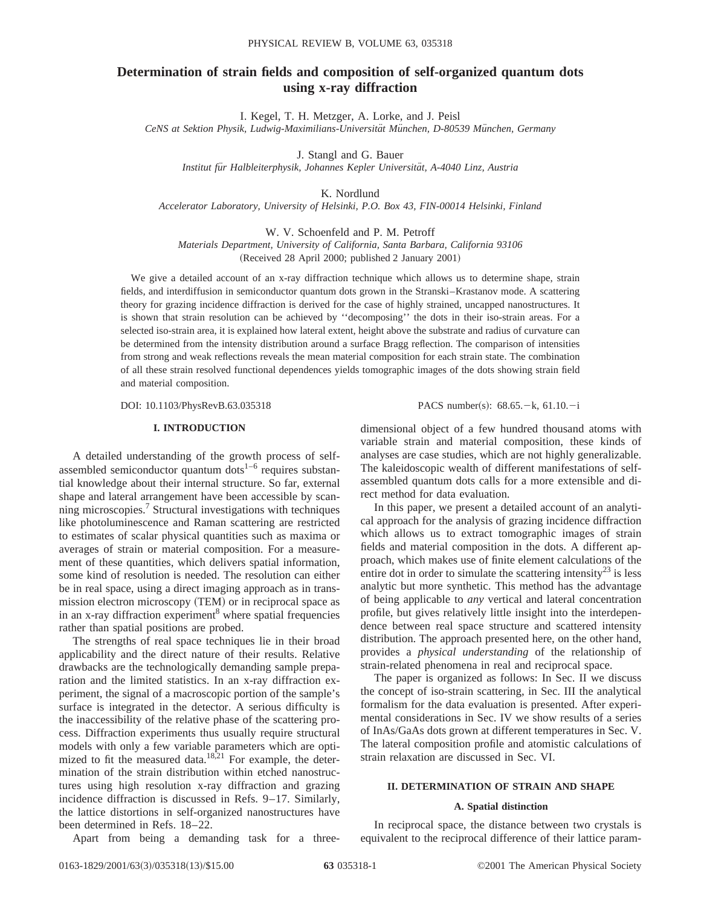# Determination of strain fields and composition of self-organized quantum dots using x-ray diffraction

I. Kegel, T. H. Metzger, A. Lorke, and J. Peisl

*CeNS at Sektion Physik, Ludwig-Maximilians-Universität München, D-80539 München, Germany*

J. Stangl and G. Bauer

*Institut für Halbleiterphysik, Johannes Kepler Universität, A-4040 Linz, Austria*

K. Nordlund

*Accelerator Laboratory, University of Helsinki, P.O. Box 43, FIN-00014 Helsinki, Finland*

W. V. Schoenfeld and P. M. Petroff

*Materials Department, University of California, Santa Barbara, California 93106*

(Received 28 April 2000; published 2 January 2001)

We give a detailed account of an x-ray diffraction technique which allows us to determine shape, strain fields, and interdiffusion in semiconductor quantum dots grown in the Stranski–Krastanov mode. A scattering theory for grazing incidence diffraction is derived for the case of highly strained, uncapped nanostructures. It is shown that strain resolution can be achieved by ''decomposing'' the dots in their iso-strain areas. For a selected iso-strain area, it is explained how lateral extent, height above the substrate and radius of curvature can be determined from the intensity distribution around a surface Bragg reflection. The comparison of intensities from strong and weak reflections reveals the mean material composition for each strain state. The combination of all these strain resolved functional dependences yields tomographic images of the dots showing strain field and material composition.

DOI: 10.1103/PhysRevB.63.035318 PACS number(s): 68.65.−k, 61.10.−i

## I. INTRODUCTION

A detailed understanding of the growth process of self-assembled semiconductor quantum dots[1–6] requires substantial knowledge about their internal structure. So far, external shape and lateral arrangement have been accessible by scanning microscopies.[7] Structural investigations with techniques like photoluminescence and Raman scattering are restricted to estimates of scalar physical quantities such as maxima or averages of strain or material composition. For a measurement of these quantities, which delivers spatial information, some kind of resolution is needed. The resolution can either be in real space, using a direct imaging approach as in transmission electron microscopy (TEM) or in reciprocal space as in an x-ray diffraction experiment[8] where spatial frequencies rather than spatial positions are probed.

The strengths of real space techniques lie in their broad applicability and the direct nature of their results. Relative drawbacks are the technologically demanding sample preparation and the limited statistics. In an x-ray diffraction experiment, the signal of a macroscopic portion of the sample's surface is integrated in the detector. A serious difficulty is the inaccessibility of the relative phase of the scattering process. Diffraction experiments thus usually require structural models with only a few variable parameters which are optimized to fit the measured data.[18,21] For example, the determination of the strain distribution within etched nanostructures using high resolution x-ray diffraction and grazing incidence diffraction is discussed in Refs. 9–17. Similarly, the lattice distortions in self-organized nanostructures have been determined in Refs. 18–22.

Apart from being a demanding task for a three-dimensional object of a few hundred thousand atoms with variable strain and material composition, these kinds of analyses are case studies, which are not highly generalizable. The kaleidoscopic wealth of different manifestations of self-assembled quantum dots calls for a more extensible and direct method for data evaluation.

In this paper, we present a detailed account of an analytical approach for the analysis of grazing incidence diffraction which allows us to extract tomographic images of strain fields and material composition in the dots. A different approach, which makes use of finite element calculations of the entire dot in order to simulate the scattering intensity[23] is less analytic but more synthetic. This method has the advantage of being applicable to *any* vertical and lateral concentration profile, but gives relatively little insight into the interdependence between real space structure and scattered intensity distribution. The approach presented here, on the other hand, provides a *physical understanding* of the relationship of strain-related phenomena in real and reciprocal space.

The paper is organized as follows: In Sec. II we discuss the concept of iso-strain scattering, in Sec. III the analytical formalism for the data evaluation is presented. After experimental considerations in Sec. IV we show results of a series of InAs/GaAs dots grown at different temperatures in Sec. V. The lateral composition profile and atomistic calculations of strain relaxation are discussed in Sec. VI.

## II. DETERMINATION OF STRAIN AND SHAPE

### A. Spatial distinction

In reciprocal space, the distance between two crystals is equivalent to the reciprocal difference of their lattice param-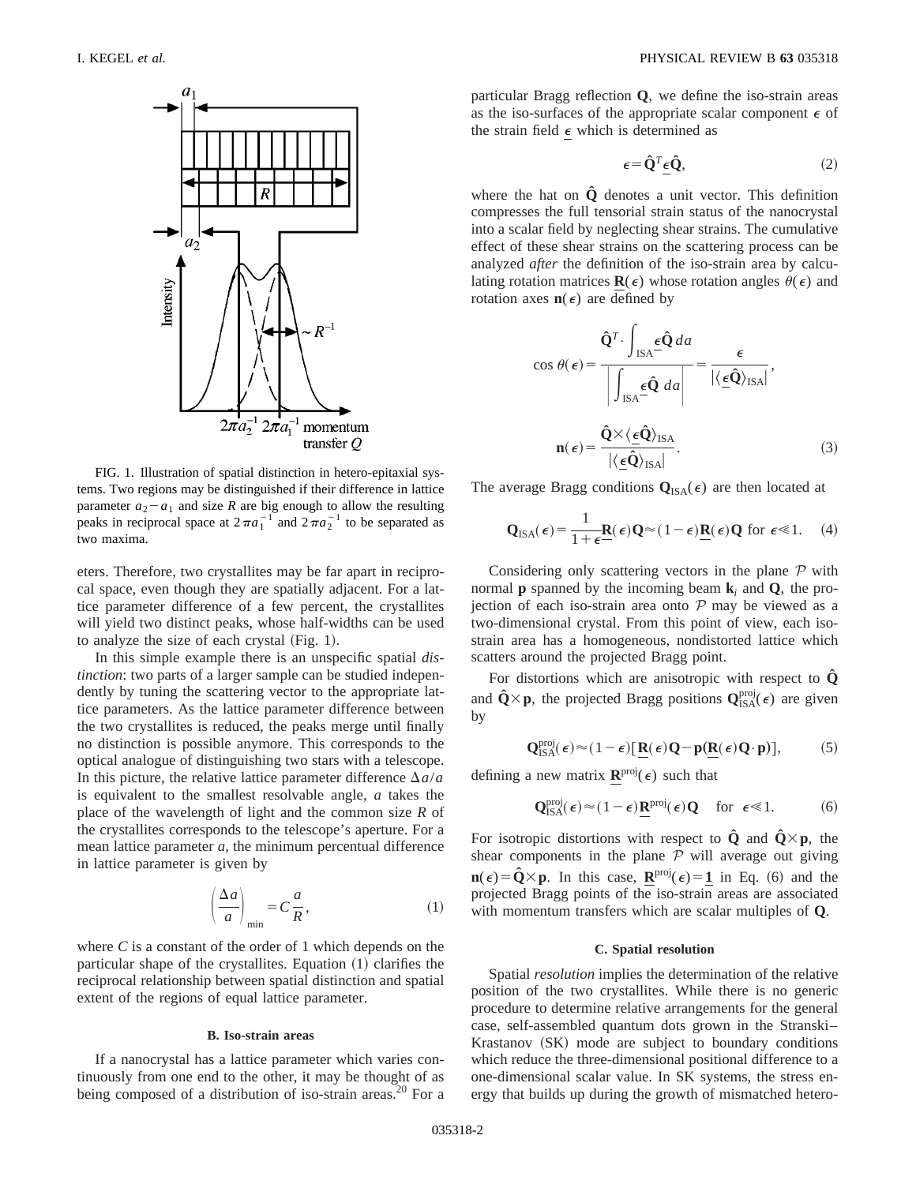FIG. 1. Illustration of spatial distinction in hetero-epitaxial systems. Two regions may be distinguished if their difference in lattice parameter $a_2 - a_1$ and size $R$ are big enough to allow the resulting peaks in reciprocal space at $2\pi a_1^{-1}$ and $2\pi a_2^{-1}$ to be separated as two maxima.

eters. Therefore, two crystallites may be far apart in reciprocal space, even though they are spatially adjacent. For a lattice parameter difference of a few percent, the crystallites will yield two distinct peaks, whose half-widths can be used to analyze the size of each crystal (Fig. 1).

In this simple example there is an unspecific spatial *distinction*: two parts of a larger sample can be studied independently by tuning the scattering vector to the appropriate lattice parameters. As the lattice parameter difference between the two crystallites is reduced, the peaks merge until finally no distinction is possible anymore. This corresponds to the optical analogue of distinguishing two stars with a telescope. In this picture, the relative lattice parameter difference $\Delta a/a$ is equivalent to the smallest resolvable angle, $a$ takes the place of the wavelength of light and the common size $R$ of the crystallites corresponds to the telescope's aperture. For a mean lattice parameter $a$, the minimum percentual difference in lattice parameter is given by

$$\left(\frac{\Delta a}{a}\right)_{\min} = C\frac{a}{R}, \tag{1}$$

where $C$ is a constant of the order of 1 which depends on the particular shape of the crystallites. Equation (1) clarifies the reciprocal relationship between spatial distinction and spatial extent of the regions of equal lattice parameter.

### B. Iso-strain areas

If a nanocrystal has a lattice parameter which varies continuously from one end to the other, it may be thought of as being composed of a distribution of iso-strain areas.[20] For a particular Bragg reflection $\mathbf{Q}$, we define the iso-strain areas as the iso-surfaces of the appropriate scalar component $\epsilon$ of the strain field $\underline{\epsilon}$ which is determined as

$$\epsilon = \hat{\mathbf{Q}}^T \underline{\epsilon} \hat{\mathbf{Q}}, \tag{2}$$

where the hat on $\hat{\mathbf{Q}}$ denotes a unit vector. This definition compresses the full tensorial strain status of the nanocrystal into a scalar field by neglecting shear strains. The cumulative effect of these shear strains on the scattering process can be analyzed *after* the definition of the iso-strain area by calculating rotation matrices $\underline{\mathbf{R}}(\epsilon)$ whose rotation angles $\theta(\epsilon)$ and rotation axes $\mathbf{n}(\epsilon)$ are defined by

$$\cos\theta(\epsilon) = \frac{\hat{\mathbf{Q}}^T \cdot \int_{\mathrm{ISA}} \underline{\epsilon}\hat{\mathbf{Q}}\, da}{\left|\int_{\mathrm{ISA}} \underline{\epsilon}\hat{\mathbf{Q}}\, da\right|} = \frac{\epsilon}{|\langle \underline{\epsilon}\hat{\mathbf{Q}}\rangle_{\mathrm{ISA}}|},$$

$$\mathbf{n}(\epsilon) = \frac{\hat{\mathbf{Q}} \times \langle \underline{\epsilon}\hat{\mathbf{Q}}\rangle_{\mathrm{ISA}}}{|\langle \underline{\epsilon}\hat{\mathbf{Q}}\rangle_{\mathrm{ISA}}|}. \tag{3}$$

The average Bragg conditions $\mathbf{Q}_{\mathrm{ISA}}(\epsilon)$ are then located at

$$\mathbf{Q}_{\mathrm{ISA}}(\epsilon) = \frac{1}{1+\epsilon}\underline{\mathbf{R}}(\epsilon)\mathbf{Q} \approx (1-\epsilon)\underline{\mathbf{R}}(\epsilon)\mathbf{Q} \text{ for } \epsilon \ll 1. \tag{4}$$

Considering only scattering vectors in the plane $\mathcal{P}$ with normal $\mathbf{p}$ spanned by the incoming beam $\mathbf{k}_i$ and $\mathbf{Q}$, the projection of each iso-strain area onto $\mathcal{P}$ may be viewed as a two-dimensional crystal. From this point of view, each iso-strain area has a homogeneous, nondistorted lattice which scatters around the projected Bragg point.

For distortions which are anisotropic with respect to $\hat{\mathbf{Q}}$ and $\hat{\mathbf{Q}} \times \mathbf{p}$, the projected Bragg positions $\mathbf{Q}_{\mathrm{ISA}}^{\mathrm{proj}}(\epsilon)$ are given by

$$\mathbf{Q}_{\mathrm{ISA}}^{\mathrm{proj}}(\epsilon) \approx (1-\epsilon)[\underline{\mathbf{R}}(\epsilon)\mathbf{Q} - \mathbf{p}(\underline{\mathbf{R}}(\epsilon)\mathbf{Q}\cdot\mathbf{p})], \tag{5}$$

defining a new matrix $\underline{\mathbf{R}}^{\mathrm{proj}}(\epsilon)$ such that

$$\mathbf{Q}_{\mathrm{ISA}}^{\mathrm{proj}}(\epsilon) \approx (1-\epsilon)\underline{\mathbf{R}}^{\mathrm{proj}}(\epsilon)\mathbf{Q} \quad \text{for} \quad \epsilon \ll 1. \tag{6}$$

For isotropic distortions with respect to $\hat{\mathbf{Q}}$ and $\hat{\mathbf{Q}} \times \mathbf{p}$, the shear components in the plane $\mathcal{P}$ will average out giving $\mathbf{n}(\epsilon) = \hat{\mathbf{Q}} \times \mathbf{p}$. In this case, $\underline{\mathbf{R}}^{\mathrm{proj}}(\epsilon) = \underline{\mathbf{1}}$ in Eq. (6) and the projected Bragg points of the iso-strain areas are associated with momentum transfers which are scalar multiples of $\mathbf{Q}$.

### C. Spatial resolution

Spatial *resolution* implies the determination of the relative position of the two crystallites. While there is no generic procedure to determine relative arrangements for the general case, self-assembled quantum dots grown in the Stranski–Krastanov (SK) mode are subject to boundary conditions which reduce the three-dimensional positional difference to a one-dimensional scalar value. In SK systems, the stress energy that builds up during the growth of mismatched hetero-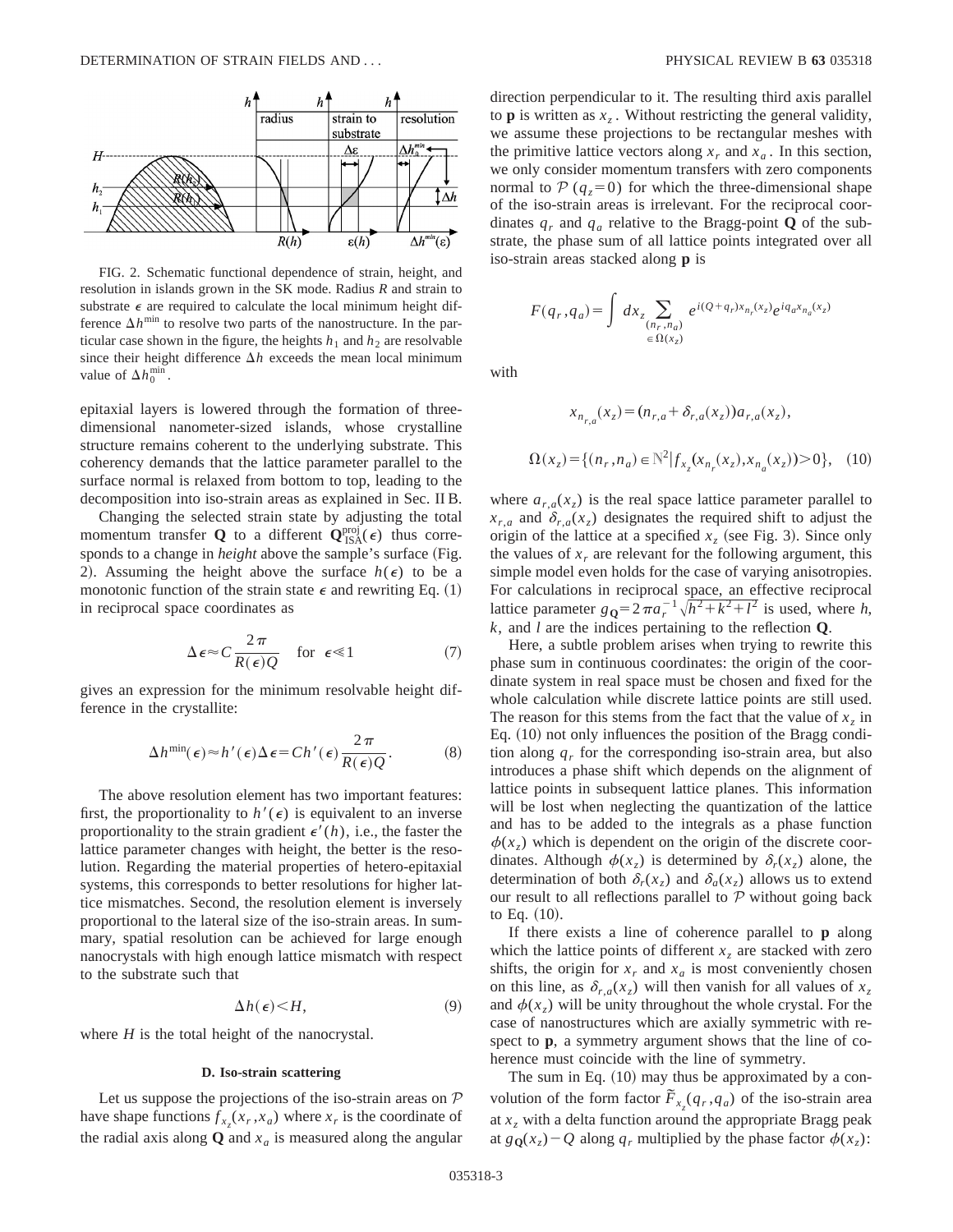FIG. 2. Schematic functional dependence of strain, height, and resolution in islands grown in the SK mode. Radius $R$ and strain to substrate $\epsilon$ are required to calculate the local minimum height difference $\Delta h^{\min}$ to resolve two parts of the nanostructure. In the particular case shown in the figure, the heights $h_1$ and $h_2$ are resolvable since their height difference $\Delta h$ exceeds the mean local minimum value of $\Delta h_0^{\min}$.

epitaxial layers is lowered through the formation of three-dimensional nanometer-sized islands, whose crystalline structure remains coherent to the underlying substrate. This coherency demands that the lattice parameter parallel to the surface normal is relaxed from bottom to top, leading to the decomposition into iso-strain areas as explained in Sec. II B.

Changing the selected strain state by adjusting the total momentum transfer $\mathbf{Q}$ to a different $\mathbf{Q}_{\rm ISA}^{\rm proj}(\epsilon)$ thus corresponds to a change in *height* above the sample's surface (Fig. 2). Assuming the height above the surface $h(\epsilon)$ to be a monotonic function of the strain state $\epsilon$ and rewriting Eq. (1) in reciprocal space coordinates as

$$\Delta\epsilon \approx C\frac{2\pi}{R(\epsilon)Q} \quad \text{for} \quad \epsilon \ll 1 \tag{7}$$

gives an expression for the minimum resolvable height difference in the crystallite:

$$\Delta h^{\min}(\epsilon) \approx h'(\epsilon)\Delta\epsilon = Ch'(\epsilon)\frac{2\pi}{R(\epsilon)Q}. \tag{8}$$

The above resolution element has two important features: first, the proportionality to $h'(\epsilon)$ is equivalent to an inverse proportionality to the strain gradient $\epsilon'(h)$, i.e., the faster the lattice parameter changes with height, the better is the resolution. Regarding the material properties of hetero-epitaxial systems, this corresponds to better resolutions for higher lattice mismatches. Second, the resolution element is inversely proportional to the lateral size of the iso-strain areas. In summary, spatial resolution can be achieved for large enough nanocrystals with high enough lattice mismatch with respect to the substrate such that

$$\Delta h(\epsilon) < H, \tag{9}$$

where $H$ is the total height of the nanocrystal.

### D. Iso-strain scattering

Let us suppose the projections of the iso-strain areas on $\mathcal{P}$ have shape functions $f_{x_z}(x_r, x_a)$ where $x_r$ is the coordinate of the radial axis along $\mathbf{Q}$ and $x_a$ is measured along the angular direction perpendicular to it. The resulting third axis parallel to $\mathbf{p}$ is written as $x_z$. Without restricting the general validity, we assume these projections to be rectangular meshes with the primitive lattice vectors along $x_r$ and $x_a$. In this section, we only consider momentum transfers with zero components normal to $\mathcal{P}$ ($q_z = 0$) for which the three-dimensional shape of the iso-strain areas is irrelevant. For the reciprocal coordinates $q_r$ and $q_a$ relative to the Bragg-point $\mathbf{Q}$ of the substrate, the phase sum of all lattice points integrated over all iso-strain areas stacked along $\mathbf{p}$ is

$$F(q_r, q_a) = \int dx_z \sum_{\substack{(n_r, n_a) \\ \in \Omega(x_z)}} e^{i(Q+q_r)x_{n_r}(x_z)} e^{iq_a x_{n_a}(x_z)}$$

with

$$x_{n_{r,a}}(x_z) = (n_{r,a} + \delta_{r,a}(x_z))a_{r,a}(x_z),$$

$$\Omega(x_z) = \{(n_r, n_a) \in \mathbb{N}^2 | f_{x_z}(x_{n_r}(x_z), x_{n_a}(x_z)) > 0\}, \tag{10}$$

where $a_{r,a}(x_z)$ is the real space lattice parameter parallel to $x_{r,a}$ and $\delta_{r,a}(x_z)$ designates the required shift to adjust the origin of the lattice at a specified $x_z$ (see Fig. 3). Since only the values of $x_r$ are relevant for the following argument, this simple model even holds for the case of varying anisotropies. For calculations in reciprocal space, an effective reciprocal lattice parameter $g_{\mathbf{Q}} = 2\pi a_r^{-1}\sqrt{h^2+k^2+l^2}$ is used, where $h$, $k$, and $l$ are the indices pertaining to the reflection $\mathbf{Q}$.

Here, a subtle problem arises when trying to rewrite this phase sum in continuous coordinates: the origin of the coordinate system in real space must be chosen and fixed for the whole calculation while discrete lattice points are still used. The reason for this stems from the fact that the value of $x_z$ in Eq. (10) not only influences the position of the Bragg condition along $q_r$ for the corresponding iso-strain area, but also introduces a phase shift which depends on the alignment of lattice points in subsequent lattice planes. This information will be lost when neglecting the quantization of the lattice and has to be added to the integrals as a phase function $\phi(x_z)$ which is dependent on the origin of the discrete coordinates. Although $\phi(x_z)$ is determined by $\delta_r(x_z)$ alone, the determination of both $\delta_r(x_z)$ and $\delta_a(x_z)$ allows us to extend our result to all reflections parallel to $\mathcal{P}$ without going back to Eq. (10).

If there exists a line of coherence parallel to $\mathbf{p}$ along which the lattice points of different $x_z$ are stacked with zero shifts, the origin for $x_r$ and $x_a$ is most conveniently chosen on this line, as $\delta_{r,a}(x_z)$ will then vanish for all values of $x_z$ and $\phi(x_z)$ will be unity throughout the whole crystal. For the case of nanostructures which are axially symmetric with respect to $\mathbf{p}$, a symmetry argument shows that the line of coherence must coincide with the line of symmetry.

The sum in Eq. (10) may thus be approximated by a convolution of the form factor $\tilde{F}_{x_z}(q_r, q_a)$ of the iso-strain area at $x_z$ with a delta function around the appropriate Bragg peak at $g_{\mathbf{Q}}(x_z) - Q$ along $q_r$ multiplied by the phase factor $\phi(x_z)$: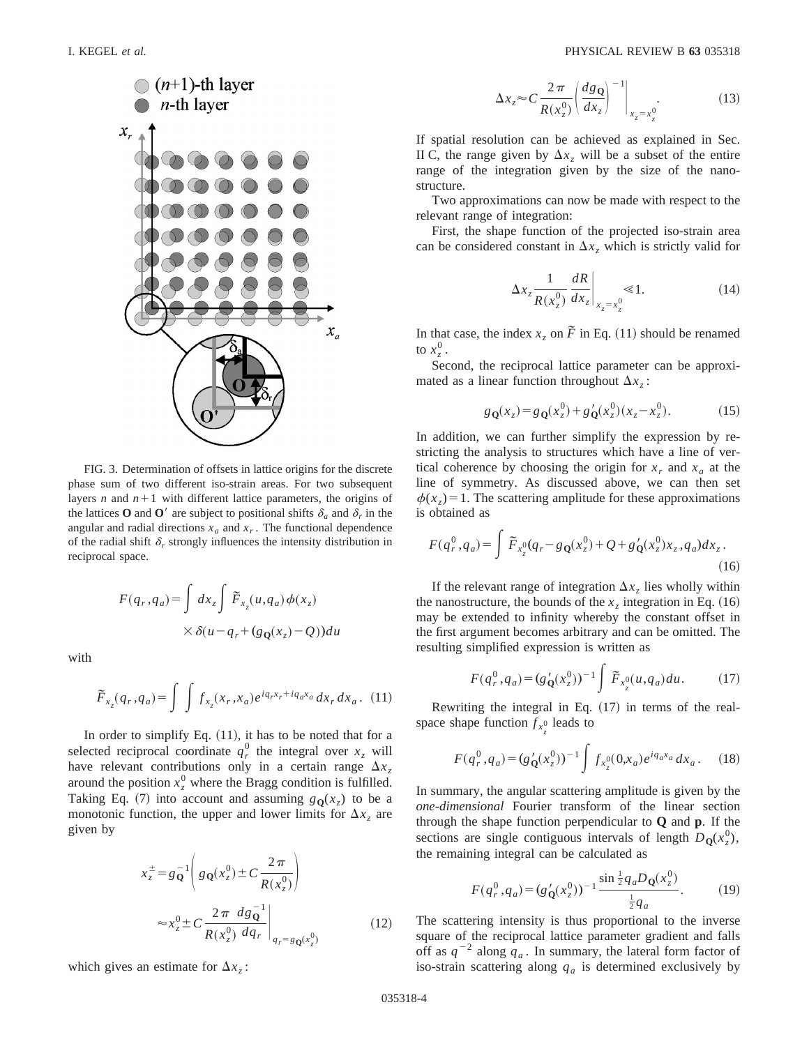FIG. 3. Determination of offsets in lattice origins for the discrete phase sum of two different iso-strain areas. For two subsequent layers $n$ and $n+1$ with different lattice parameters, the origins of the lattices **O** and **O**$'$ are subject to positional shifts $\delta_a$ and $\delta_r$ in the angular and radial directions $x_a$ and $x_r$. The functional dependence of the radial shift $\delta_r$ strongly influences the intensity distribution in reciprocal space.

$$F(q_r,q_a)=\int dx_z\int \tilde{F}_{x_z}(u,q_a)\phi(x_z)\times\delta(u-q_r+(g_{\mathbf{Q}}(x_z)-Q))du$$

with

$$\tilde{F}_{x_z}(q_r,q_a)=\int\int f_{x_z}(x_r,x_a)e^{iq_rx_r+iq_ax_a}\,dx_r\,dx_a. \quad (11)$$

In order to simplify Eq. (11), it has to be noted that for a selected reciprocal coordinate $q_r^0$ the integral over $x_z$ will have relevant contributions only in a certain range $\Delta x_z$ around the position $x_z^0$ where the Bragg condition is fulfilled. Taking Eq. (7) into account and assuming $g_{\mathbf{Q}}(x_z)$ to be a monotonic function, the upper and lower limits for $\Delta x_z$ are given by

$$x_z^{\pm}=g_{\mathbf{Q}}^{-1}\left(g_{\mathbf{Q}}(x_z^0)\pm C\frac{2\pi}{R(x_z^0)}\right)\approx x_z^0\pm C\frac{2\pi}{R(x_z^0)}\frac{dg_{\mathbf{Q}}^{-1}}{dq_r}\bigg|_{q_r=g_{\mathbf{Q}}(x_z^0)} \quad (12)$$

which gives an estimate for $\Delta x_z$:

$$\Delta x_z\approx C\frac{2\pi}{R(x_z^0)}\left(\frac{dg_{\mathbf{Q}}}{dx_z}\right)^{-1}\bigg|_{x_z=x_z^0}. \quad (13)$$

If spatial resolution can be achieved as explained in Sec. II C, the range given by $\Delta x_z$ will be a subset of the entire range of the integration given by the size of the nanostructure.

Two approximations can now be made with respect to the relevant range of integration:

First, the shape function of the projected iso-strain area can be considered constant in $\Delta x_z$ which is strictly valid for

$$\Delta x_z\frac{1}{R(x_z^0)}\frac{dR}{dx_z}\bigg|_{x_z=x_z^0}\ll 1. \quad (14)$$

In that case, the index $x_z$ on $\tilde{F}$ in Eq. (11) should be renamed to $x_z^0$.

Second, the reciprocal lattice parameter can be approximated as a linear function throughout $\Delta x_z$:

$$g_{\mathbf{Q}}(x_z)=g_{\mathbf{Q}}(x_z^0)+g'_{\mathbf{Q}}(x_z^0)(x_z-x_z^0). \quad (15)$$

In addition, we can further simplify the expression by restricting the analysis to structures which have a line of vertical coherence by choosing the origin for $x_r$ and $x_a$ at the line of symmetry. As discussed above, we can then set $\phi(x_z)=1$. The scattering amplitude for these approximations is obtained as

$$F(q_r^0,q_a)=\int \tilde{F}_{x_z^0}(q_r-g_{\mathbf{Q}}(x_z^0)+Q+g'_{\mathbf{Q}}(x_z^0)x_z,q_a)dx_z. \quad (16)$$

If the relevant range of integration $\Delta x_z$ lies wholly within the nanostructure, the bounds of the $x_z$ integration in Eq. (16) may be extended to infinity whereby the constant offset in the first argument becomes arbitrary and can be omitted. The resulting simplified expression is written as

$$F(q_r^0,q_a)=(g'_{\mathbf{Q}}(x_z^0))^{-1}\int \tilde{F}_{x_z^0}(u,q_a)du. \quad (17)$$

Rewriting the integral in Eq. (17) in terms of the real-space shape function $f_{x_z^0}$ leads to

$$F(q_r^0,q_a)=(g'_{\mathbf{Q}}(x_z^0))^{-1}\int f_{x_z^0}(0,x_a)e^{iq_ax_a}\,dx_a. \quad (18)$$

In summary, the angular scattering amplitude is given by the *one-dimensional* Fourier transform of the linear section through the shape function perpendicular to **Q** and **p**. If the sections are single contiguous intervals of length $D_{\mathbf{Q}}(x_z^0)$, the remaining integral can be calculated as

$$F(q_r^0,q_a)=(g'_{\mathbf{Q}}(x_z^0))^{-1}\frac{\sin\frac{1}{2}q_aD_{\mathbf{Q}}(x_z^0)}{\frac{1}{2}q_a}. \quad (19)$$

The scattering intensity is thus proportional to the inverse square of the reciprocal lattice parameter gradient and falls off as $q^{-2}$ along $q_a$. In summary, the lateral form factor of iso-strain scattering along $q_a$ is determined exclusively by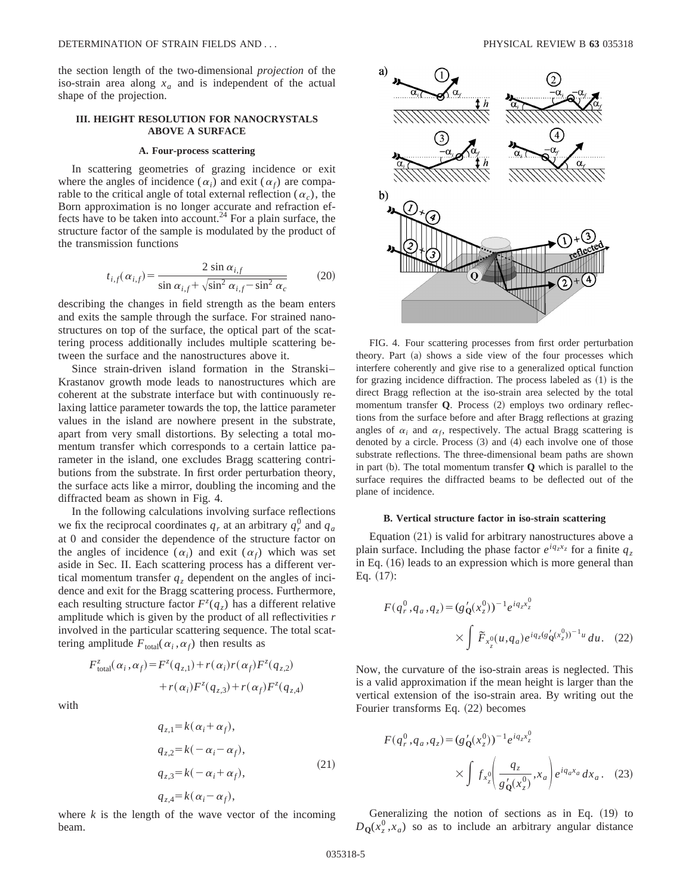the section length of the two-dimensional *projection* of the iso-strain area along $x_a$ and is independent of the actual shape of the projection.

## III. HEIGHT RESOLUTION FOR NANOCRYSTALS ABOVE A SURFACE

### A. Four-process scattering

In scattering geometries of grazing incidence or exit where the angles of incidence ($\alpha_i$) and exit ($\alpha_f$) are comparable to the critical angle of total external reflection ($\alpha_c$), the Born approximation is no longer accurate and refraction effects have to be taken into account.[24] For a plain surface, the structure factor of the sample is modulated by the product of the transmission functions

$$t_{i,f}(\alpha_{i,f}) = \frac{2 \sin \alpha_{i,f}}{\sin \alpha_{i,f} + \sqrt{\sin^2 \alpha_{i,f} - \sin^2 \alpha_c}} \tag{20}$$

describing the changes in field strength as the beam enters and exits the sample through the surface. For strained nanostructures on top of the surface, the optical part of the scattering process additionally includes multiple scattering between the surface and the nanostructures above it.

Since strain-driven island formation in the Stranski–Krastanov growth mode leads to nanostructures which are coherent at the substrate interface but with continuously relaxing lattice parameter towards the top, the lattice parameter values in the island are nowhere present in the substrate, apart from very small distortions. By selecting a total momentum transfer which corresponds to a certain lattice parameter in the island, one excludes Bragg scattering contributions from the substrate. In first order perturbation theory, the surface acts like a mirror, doubling the incoming and the diffracted beam as shown in Fig. 4.

In the following calculations involving surface reflections we fix the reciprocal coordinates $q_r$ at an arbitrary $q_r^0$ and $q_a$ at 0 and consider the dependence of the structure factor on the angles of incidence ($\alpha_i$) and exit ($\alpha_f$) which was set aside in Sec. II. Each scattering process has a different vertical momentum transfer $q_z$ dependent on the angles of incidence and exit for the Bragg scattering process. Furthermore, each resulting structure factor $F^z(q_z)$ has a different relative amplitude which is given by the product of all reflectivities $r$ involved in the particular scattering sequence. The total scattering amplitude $F_{\text{total}}(\alpha_i, \alpha_f)$ then results as

$$F^z_{\text{total}}(\alpha_i, \alpha_f) = F^z(q_{z,1}) + r(\alpha_i) r(\alpha_f) F^z(q_{z,2}) + r(\alpha_i) F^z(q_{z,3}) + r(\alpha_f) F^z(q_{z,4})$$

with

$$\begin{aligned} q_{z,1} &= k(\alpha_i + \alpha_f), \\ q_{z,2} &= k(-\alpha_i - \alpha_f), \\ q_{z,3} &= k(-\alpha_i + \alpha_f), \\ q_{z,4} &= k(\alpha_i - \alpha_f), \end{aligned} \tag{21}$$

where $k$ is the length of the wave vector of the incoming beam.

FIG. 4. Four scattering processes from first order perturbation theory. Part (a) shows a side view of the four processes which interfere coherently and give rise to a generalized optical function for grazing incidence diffraction. The process labeled as (1) is the direct Bragg reflection at the iso-strain area selected by the total momentum transfer **Q**. Process (2) employs two ordinary reflections from the surface before and after Bragg reflections at grazing angles of $\alpha_i$ and $\alpha_f$, respectively. The actual Bragg scattering is denoted by a circle. Process (3) and (4) each involve one of those substrate reflections. The three-dimensional beam paths are shown in part (b). The total momentum transfer **Q** which is parallel to the surface requires the diffracted beams to be deflected out of the plane of incidence.

### B. Vertical structure factor in iso-strain scattering

Equation (21) is valid for arbitrary nanostructures above a plain surface. Including the phase factor $e^{iq_z x_z}$ for a finite $q_z$ in Eq. (16) leads to an expression which is more general than Eq. (17):

$$F(q_r^0, q_a, q_z) = (g'_{\mathbf{Q}}(x_z^0))^{-1} e^{iq_z x_z^0} \times \int \tilde{F}_{x_z^0}(u, q_a) e^{iq_z (g'_{\mathbf{Q}}(x_z^0))^{-1} u} \, du. \tag{22}$$

Now, the curvature of the iso-strain areas is neglected. This is a valid approximation if the mean height is larger than the vertical extension of the iso-strain area. By writing out the Fourier transforms Eq. (22) becomes

$$F(q_r^0, q_a, q_z) = (g'_{\mathbf{Q}}(x_z^0))^{-1} e^{iq_z x_z^0} \times \int f_{x_z^0}\left( \frac{q_z}{g'_{\mathbf{Q}}(x_z^0)}, x_a \right) e^{iq_a x_a} \, dx_a. \tag{23}$$

Generalizing the notion of sections as in Eq. (19) to $D_{\mathbf{Q}}(x_z^0, x_a)$ so as to include an arbitrary angular distance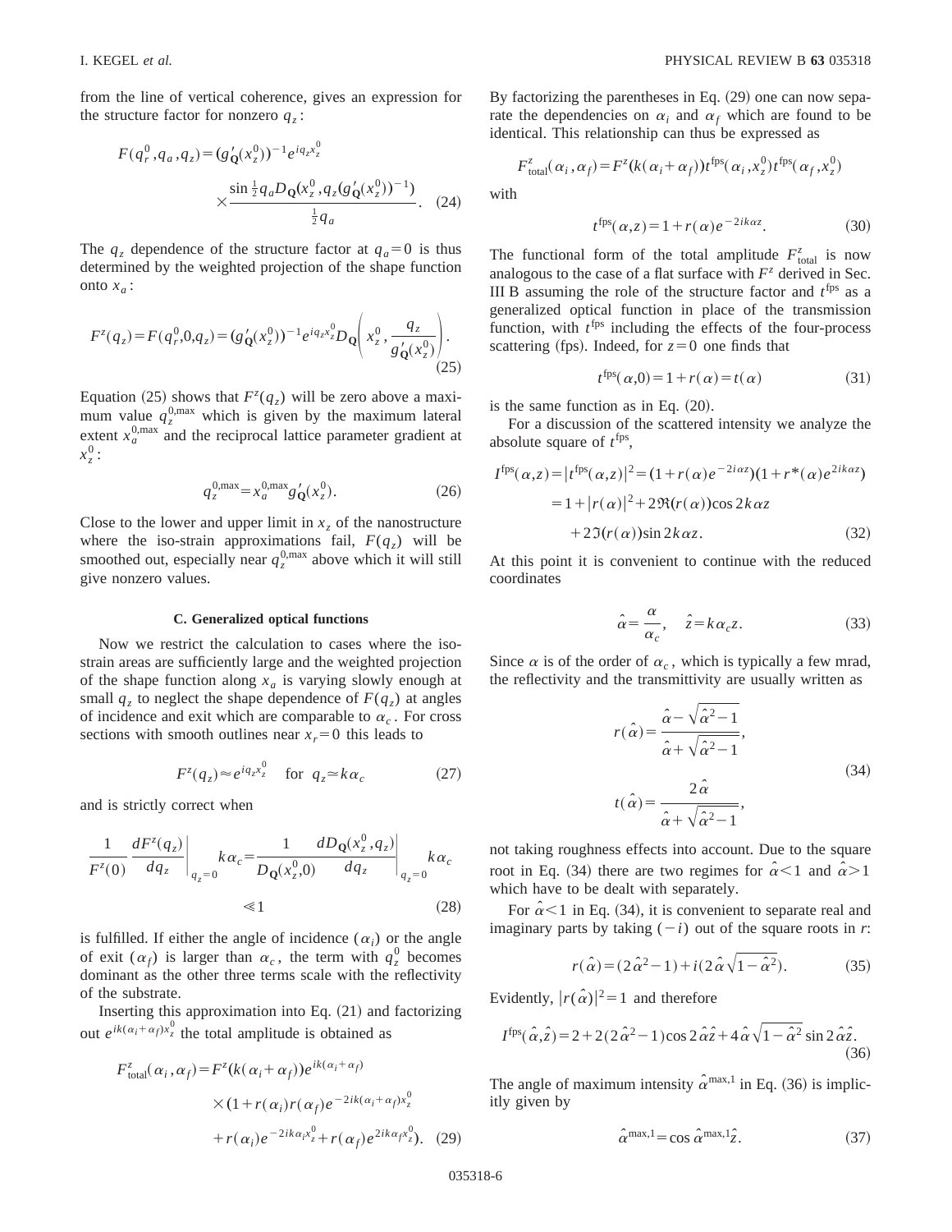from the line of vertical coherence, gives an expression for the structure factor for nonzero $q_z$:

$$F(q_r^0,q_a,q_z)=(g'_{\mathbf{Q}}(x_z^0))^{-1}e^{iq_zx_z^0}\times\frac{\sin\frac{1}{2}q_aD_{\mathbf{Q}}(x_z^0,q_z(g'_{\mathbf{Q}}(x_z^0))^{-1})}{\frac{1}{2}q_a}. \quad (24)$$

The $q_z$ dependence of the structure factor at $q_a=0$ is thus determined by the weighted projection of the shape function onto $x_a$:

$$F^z(q_z)=F(q_r^0,0,q_z)=(g'_{\mathbf{Q}}(x_z^0))^{-1}e^{iq_zx_z^0}D_{\mathbf{Q}}\left(x_z^0,\frac{q_z}{g'_{\mathbf{Q}}(x_z^0)}\right). \quad (25)$$

Equation (25) shows that $F^z(q_z)$ will be zero above a maximum value $q_z^{0,\max}$ which is given by the maximum lateral extent $x_a^{0,\max}$ and the reciprocal lattice parameter gradient at $x_z^0$:

$$q_z^{0,\max}=x_a^{0,\max}g'_{\mathbf{Q}}(x_z^0). \quad (26)$$

Close to the lower and upper limit in $x_z$ of the nanostructure where the iso-strain approximations fail, $F(q_z)$ will be smoothed out, especially near $q_z^{0,\max}$ above which it will still give nonzero values.

### C. Generalized optical functions

Now we restrict the calculation to cases where the iso-strain areas are sufficiently large and the weighted projection of the shape function along $x_a$ is varying slowly enough at small $q_z$ to neglect the shape dependence of $F(q_z)$ at angles of incidence and exit which are comparable to $\alpha_c$. For cross sections with smooth outlines near $x_r=0$ this leads to

$$F^z(q_z)\approx e^{iq_zx_z^0} \quad \text{for } q_z\simeq k\alpha_c \quad (27)$$

and is strictly correct when

$$\frac{1}{F^z(0)}\left.\frac{dF^z(q_z)}{dq_z}\right|_{q_z=0}k\alpha_c=\frac{1}{D_{\mathbf{Q}}(x_z^0,0)}\left.\frac{dD_{\mathbf{Q}}(x_z^0,q_z)}{dq_z}\right|_{q_z=0}k\alpha_c \ll 1 \quad (28)$$

is fulfilled. If either the angle of incidence ($\alpha_i$) or the angle of exit ($\alpha_f$) is larger than $\alpha_c$, the term with $q_z^0$ becomes dominant as the other three terms scale with the reflectivity of the substrate.

Inserting this approximation into Eq. (21) and factorizing out $e^{ik(\alpha_i+\alpha_f)x_z^0}$ the total amplitude is obtained as

$$F^z_{\rm total}(\alpha_i,\alpha_f)=F^z(k(\alpha_i+\alpha_f))e^{ik(\alpha_i+\alpha_f)}\times(1+r(\alpha_i)r(\alpha_f)e^{-2ik(\alpha_i+\alpha_f)x_z^0}+r(\alpha_i)e^{-2ik\alpha_ix_z^0}+r(\alpha_f)e^{2ik\alpha_fx_z^0}). \quad (29)$$

By factorizing the parentheses in Eq. (29) one can now separate the dependencies on $\alpha_i$ and $\alpha_f$ which are found to be identical. This relationship can thus be expressed as

$$F^z_{\rm total}(\alpha_i,\alpha_f)=F^z(k(\alpha_i+\alpha_f))t^{\rm fps}(\alpha_i,x_z^0)t^{\rm fps}(\alpha_f,x_z^0)$$

with

$$t^{\rm fps}(\alpha,z)=1+r(\alpha)e^{-2ik\alpha z}. \quad (30)$$

The functional form of the total amplitude $F^z_{\rm total}$ is now analogous to the case of a flat surface with $F^z$ derived in Sec. III B assuming the role of the structure factor and $t^{\rm fps}$ as a generalized optical function in place of the transmission function, with $t^{\rm fps}$ including the effects of the four-process scattering (fps). Indeed, for $z=0$ one finds that

$$t^{\rm fps}(\alpha,0)=1+r(\alpha)=t(\alpha) \quad (31)$$

is the same function as in Eq. (20).

For a discussion of the scattered intensity we analyze the absolute square of $t^{\rm fps}$,

$$\begin{aligned}I^{\rm fps}(\alpha,z)&=|t^{\rm fps}(\alpha,z)|^2=(1+r(\alpha)e^{-2i\alpha z})(1+r^*(\alpha)e^{2ik\alpha z})\\&=1+|r(\alpha)|^2+2\Re(r(\alpha))\cos 2k\alpha z\\&\quad+2\Im(r(\alpha))\sin 2k\alpha z.\end{aligned} \quad (32)$$

At this point it is convenient to continue with the reduced coordinates

$$\hat{\alpha}=\frac{\alpha}{\alpha_c}, \quad \hat{z}=k\alpha_c z. \quad (33)$$

Since $\alpha$ is of the order of $\alpha_c$, which is typically a few mrad, the reflectivity and the transmittivity are usually written as

$$r(\hat{\alpha})=\frac{\hat{\alpha}-\sqrt{\hat{\alpha}^2-1}}{\hat{\alpha}+\sqrt{\hat{\alpha}^2-1}},\qquad t(\hat{\alpha})=\frac{2\hat{\alpha}}{\hat{\alpha}+\sqrt{\hat{\alpha}^2-1}}, \quad (34)$$

not taking roughness effects into account. Due to the square root in Eq. (34) there are two regimes for $\hat{\alpha}<1$ and $\hat{\alpha}>1$ which have to be dealt with separately.

For $\hat{\alpha}<1$ in Eq. (34), it is convenient to separate real and imaginary parts by taking $(-i)$ out of the square roots in $r$:

$$r(\hat{\alpha})=(2\hat{\alpha}^2-1)+i(2\hat{\alpha}\sqrt{1-\hat{\alpha}^2}). \quad (35)$$

Evidently, $|r(\hat{\alpha})|^2=1$ and therefore

$$I^{\rm fps}(\hat{\alpha},\hat{z})=2+2(2\hat{\alpha}^2-1)\cos 2\hat{\alpha}\hat{z}+4\hat{\alpha}\sqrt{1-\hat{\alpha}^2}\sin 2\hat{\alpha}\hat{z}. \quad (36)$$

The angle of maximum intensity $\hat{\alpha}^{\max,1}$ in Eq. (36) is implicitly given by

$$\hat{\alpha}^{\max,1}=\cos\hat{\alpha}^{\max,1}\hat{z}. \quad (37)$$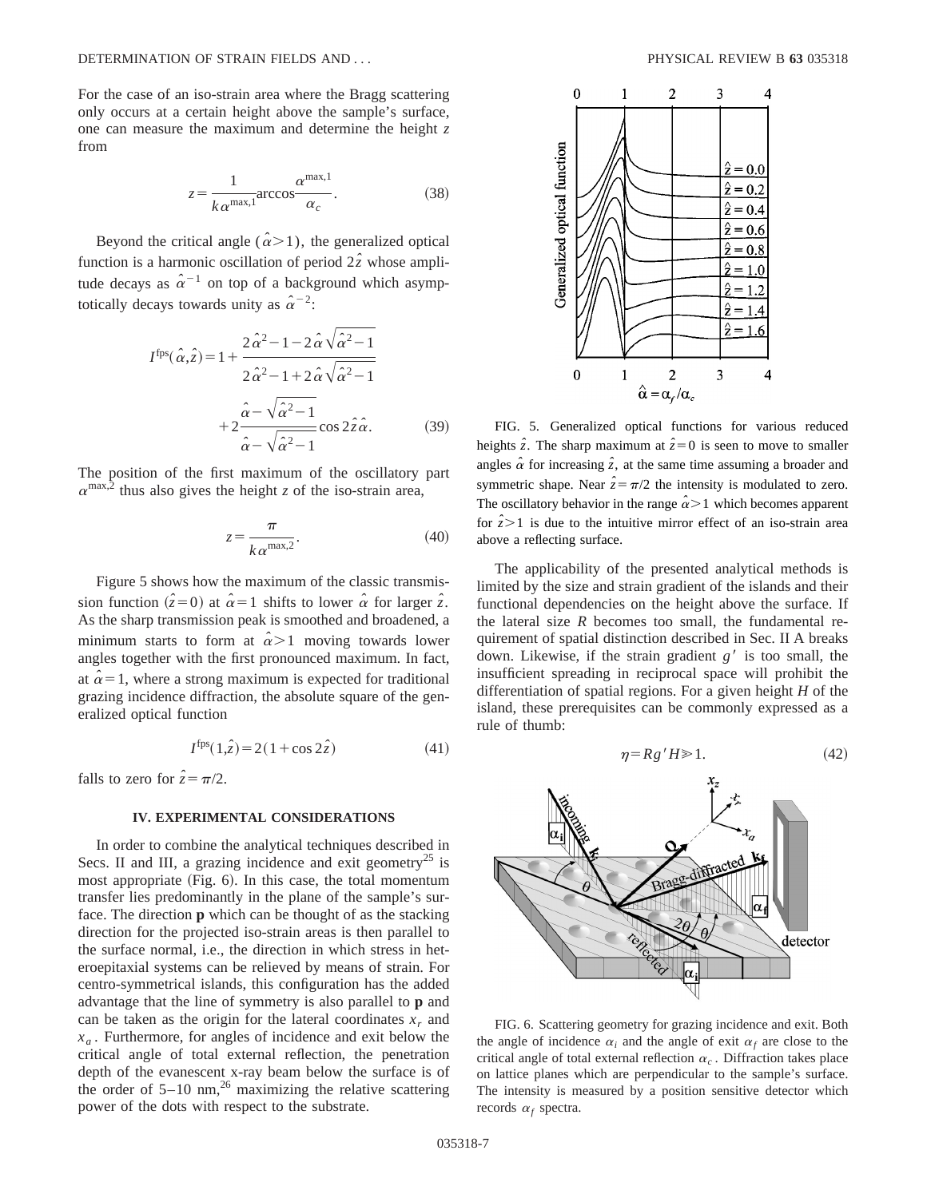For the case of an iso-strain area where the Bragg scattering only occurs at a certain height above the sample's surface, one can measure the maximum and determine the height $z$ from

$$z = \frac{1}{k\alpha^{\max,1}} \arccos \frac{\alpha^{\max,1}}{\alpha_c}. \tag{38}$$

Beyond the critical angle $(\hat{\alpha} > 1)$, the generalized optical function is a harmonic oscillation of period $2\hat{z}$ whose amplitude decays as $\hat{\alpha}^{-1}$ on top of a background which asymptotically decays towards unity as $\hat{\alpha}^{-2}$:

$$I^{\text{fps}}(\hat{\alpha},\hat{z}) = 1 + \frac{2\hat{\alpha}^2 - 1 - 2\hat{\alpha}\sqrt{\hat{\alpha}^2-1}}{2\hat{\alpha}^2 - 1 + 2\hat{\alpha}\sqrt{\hat{\alpha}^2-1}} + 2\frac{\hat{\alpha} - \sqrt{\hat{\alpha}^2-1}}{\hat{\alpha} - \sqrt{\hat{\alpha}^2-1}} \cos 2\hat{z}\hat{\alpha}. \tag{39}$$

The position of the first maximum of the oscillatory part $\alpha^{\max,2}$ thus also gives the height $z$ of the iso-strain area,

$$z = \frac{\pi}{k\alpha^{\max,2}}. \tag{40}$$

Figure 5 shows how the maximum of the classic transmission function $(\hat{z}=0)$ at $\hat{\alpha}=1$ shifts to lower $\hat{\alpha}$ for larger $\hat{z}$. As the sharp transmission peak is smoothed and broadened, a minimum starts to form at $\hat{\alpha}>1$ moving towards lower angles together with the first pronounced maximum. In fact, at $\hat{\alpha}=1$, where a strong maximum is expected for traditional grazing incidence diffraction, the absolute square of the generalized optical function

$$I^{\text{fps}}(1,\hat{z}) = 2(1+\cos 2\hat{z}) \tag{41}$$

falls to zero for $\hat{z} = \pi/2$.

FIG. 5. Generalized optical functions for various reduced heights $\hat{z}$. The sharp maximum at $\hat{z}=0$ is seen to move to smaller angles $\hat{\alpha}$ for increasing $\hat{z}$, at the same time assuming a broader and symmetric shape. Near $\hat{z}=\pi/2$ the intensity is modulated to zero. The oscillatory behavior in the range $\hat{\alpha}>1$ which becomes apparent for $\hat{z}>1$ is due to the intuitive mirror effect of an iso-strain area above a reflecting surface.

## IV. EXPERIMENTAL CONSIDERATIONS

In order to combine the analytical techniques described in Secs. II and III, a grazing incidence and exit geometry[25] is most appropriate (Fig. 6). In this case, the total momentum transfer lies predominantly in the plane of the sample's surface. The direction **p** which can be thought of as the stacking direction for the projected iso-strain areas is then parallel to the surface normal, i.e., the direction in which stress in heteroepitaxial systems can be relieved by means of strain. For centro-symmetrical islands, this configuration has the added advantage that the line of symmetry is also parallel to **p** and can be taken as the origin for the lateral coordinates $x_r$ and $x_a$. Furthermore, for angles of incidence and exit below the critical angle of total external reflection, the penetration depth of the evanescent x-ray beam below the surface is of the order of 5–10 nm,[26] maximizing the relative scattering power of the dots with respect to the substrate.

The applicability of the presented analytical methods is limited by the size and strain gradient of the islands and their functional dependencies on the height above the surface. If the lateral size $R$ becomes too small, the fundamental requirement of spatial distinction described in Sec. II A breaks down. Likewise, if the strain gradient $g'$ is too small, the insufficient spreading in reciprocal space will prohibit the differentiation of spatial regions. For a given height $H$ of the island, these prerequisites can be commonly expressed as a rule of thumb:

$$\eta = Rg'H \gg 1. \tag{42}$$

FIG. 6. Scattering geometry for grazing incidence and exit. Both the angle of incidence $\alpha_i$ and the angle of exit $\alpha_f$ are close to the critical angle of total external reflection $\alpha_c$. Diffraction takes place on lattice planes which are perpendicular to the sample's surface. The intensity is measured by a position sensitive detector which records $\alpha_f$ spectra.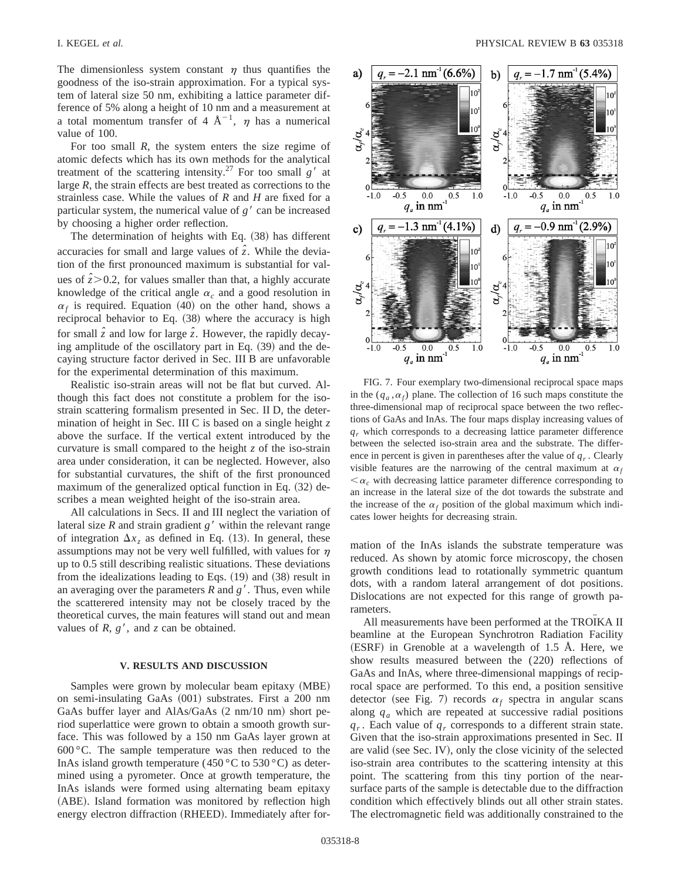The dimensionless system constant $\eta$ thus quantifies the goodness of the iso-strain approximation. For a typical system of lateral size 50 nm, exhibiting a lattice parameter difference of 5% along a height of 10 nm and a measurement at a total momentum transfer of 4 $\text{Å}^{-1}$, $\eta$ has a numerical value of 100.

For too small $R$, the system enters the size regime of atomic defects which has its own methods for the analytical treatment of the scattering intensity.[27] For too small $g'$ at large $R$, the strain effects are best treated as corrections to the strainless case. While the values of $R$ and $H$ are fixed for a particular system, the numerical value of $g'$ can be increased by choosing a higher order reflection.

The determination of heights with Eq. (38) has different accuracies for small and large values of $\hat{z}$. While the deviation of the first pronounced maximum is substantial for values of $\hat{z}>0.2$, for values smaller than that, a highly accurate knowledge of the critical angle $\alpha_c$ and a good resolution in $\alpha_f$ is required. Equation (40) on the other hand, shows a reciprocal behavior to Eq. (38) where the accuracy is high for small $\hat{z}$ and low for large $\hat{z}$. However, the rapidly decaying amplitude of the oscillatory part in Eq. (39) and the decaying structure factor derived in Sec. III B are unfavorable for the experimental determination of this maximum.

Realistic iso-strain areas will not be flat but curved. Although this fact does not constitute a problem for the iso-strain scattering formalism presented in Sec. II D, the determination of height in Sec. III C is based on a single height $z$ above the surface. If the vertical extent introduced by the curvature is small compared to the height $z$ of the iso-strain area under consideration, it can be neglected. However, also for substantial curvatures, the shift of the first pronounced maximum of the generalized optical function in Eq. (32) describes a mean weighted height of the iso-strain area.

All calculations in Secs. II and III neglect the variation of lateral size $R$ and strain gradient $g'$ within the relevant range of integration $\Delta x_z$ as defined in Eq. (13). In general, these assumptions may not be very well fulfilled, with values for $\eta$ up to 0.5 still describing realistic situations. These deviations from the idealizations leading to Eqs. (19) and (38) result in an averaging over the parameters $R$ and $g'$. Thus, even while the scatterered intensity may not be closely traced by the theoretical curves, the main features will stand out and mean values of $R$, $g'$, and $z$ can be obtained.

## V. RESULTS AND DISCUSSION

Samples were grown by molecular beam epitaxy (MBE) on semi-insulating GaAs (001) substrates. First a 200 nm GaAs buffer layer and AlAs/GaAs (2 nm/10 nm) short period superlattice were grown to obtain a smooth growth surface. This was followed by a 150 nm GaAs layer grown at 600 °C. The sample temperature was then reduced to the InAs island growth temperature (450 °C to 530 °C) as determined using a pyrometer. Once at growth temperature, the InAs islands were formed using alternating beam epitaxy (ABE). Island formation was monitored by reflection high energy electron diffraction (RHEED). Immediately after formation of the InAs islands the substrate temperature was reduced. As shown by atomic force microscopy, the chosen growth conditions lead to rotationally symmetric quantum dots, with a random lateral arrangement of dot positions. Dislocations are not expected for this range of growth parameters.

FIG. 7. Four exemplary two-dimensional reciprocal space maps in the $(q_a, \alpha_f)$ plane. The collection of 16 such maps constitute the three-dimensional map of reciprocal space between the two reflections of GaAs and InAs. The four maps display increasing values of $q_r$ which corresponds to a decreasing lattice parameter difference between the selected iso-strain area and the substrate. The difference in percent is given in parentheses after the value of $q_r$. Clearly visible features are the narrowing of the central maximum at $\alpha_f < \alpha_c$ with decreasing lattice parameter difference corresponding to an increase in the lateral size of the dot towards the substrate and the increase of the $\alpha_f$ position of the global maximum which indicates lower heights for decreasing strain.

All measurements have been performed at the TROÏKA II beamline at the European Synchrotron Radiation Facility (ESRF) in Grenoble at a wavelength of 1.5 Å. Here, we show results measured between the (220) reflections of GaAs and InAs, where three-dimensional mappings of reciprocal space are performed. To this end, a position sensitive detector (see Fig. 7) records $\alpha_f$ spectra in angular scans along $q_a$ which are repeated at successive radial positions $q_r$. Each value of $q_r$ corresponds to a different strain state. Given that the iso-strain approximations presented in Sec. II are valid (see Sec. IV), only the close vicinity of the selected iso-strain area contributes to the scattering intensity at this point. The scattering from this tiny portion of the near-surface parts of the sample is detectable due to the diffraction condition which effectively blinds out all other strain states. The electromagnetic field was additionally constrained to the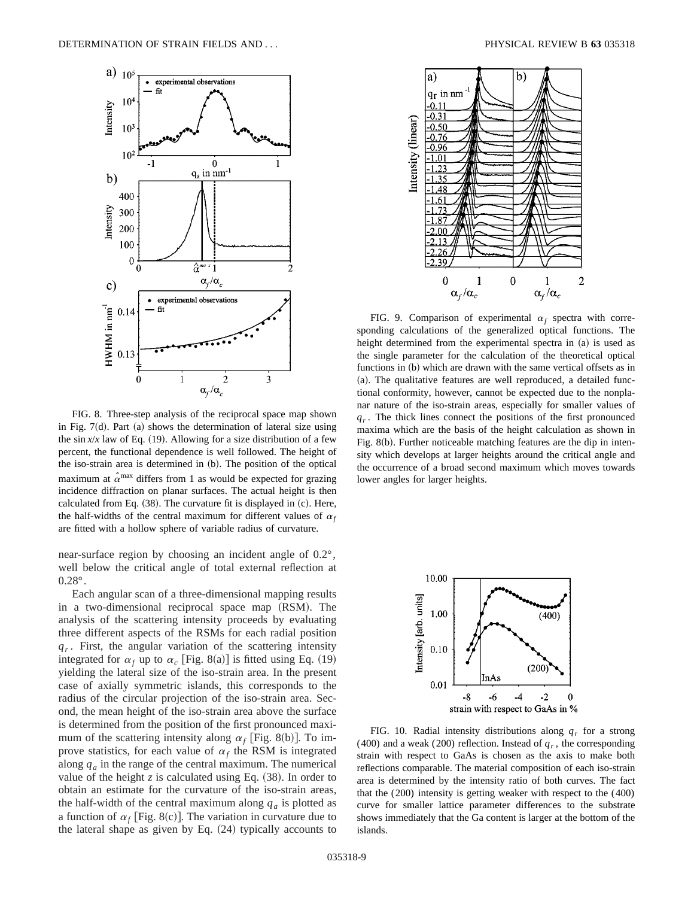FIG. 8. Three-step analysis of the reciprocal space map shown in Fig. 7(d). Part (a) shows the determination of lateral size using the $\sin x/x$ law of Eq. (19). Allowing for a size distribution of a few percent, the functional dependence is well followed. The height of the iso-strain area is determined in (b). The position of the optical maximum at $\hat{\alpha}^{\max}$ differs from 1 as would be expected for grazing incidence diffraction on planar surfaces. The actual height is then calculated from Eq. (38). The curvature fit is displayed in (c). Here, the half-widths of the central maximum for different values of $\alpha_f$ are fitted with a hollow sphere of variable radius of curvature.

near-surface region by choosing an incident angle of 0.2°, well below the critical angle of total external reflection at 0.28°.

Each angular scan of a three-dimensional mapping results in a two-dimensional reciprocal space map (RSM). The analysis of the scattering intensity proceeds by evaluating three different aspects of the RSMs for each radial position $q_r$. First, the angular variation of the scattering intensity integrated for $\alpha_f$ up to $\alpha_c$ [Fig. 8(a)] is fitted using Eq. (19) yielding the lateral size of the iso-strain area. In the present case of axially symmetric islands, this corresponds to the radius of the circular projection of the iso-strain area. Second, the mean height of the iso-strain area above the surface is determined from the position of the first pronounced maximum of the scattering intensity along $\alpha_f$ [Fig. 8(b)]. To improve statistics, for each value of $\alpha_f$ the RSM is integrated along $q_a$ in the range of the central maximum. The numerical value of the height $z$ is calculated using Eq. (38). In order to obtain an estimate for the curvature of the iso-strain areas, the half-width of the central maximum along $q_a$ is plotted as a function of $\alpha_f$ [Fig. 8(c)]. The variation in curvature due to the lateral shape as given by Eq. (24) typically accounts to

FIG. 9. Comparison of experimental $\alpha_f$ spectra with corresponding calculations of the generalized optical functions. The height determined from the experimental spectra in (a) is used as the single parameter for the calculation of the theoretical optical functions in (b) which are drawn with the same vertical offsets as in (a). The qualitative features are well reproduced, a detailed functional conformity, however, cannot be expected due to the nonplanar nature of the iso-strain areas, especially for smaller values of $q_r$. The thick lines connect the positions of the first pronounced maxima which are the basis of the height calculation as shown in Fig. 8(b). Further noticeable matching features are the dip in intensity which develops at larger heights around the critical angle and the occurrence of a broad second maximum which moves towards lower angles for larger heights.

FIG. 10. Radial intensity distributions along $q_r$ for a strong (400) and a weak (200) reflection. Instead of $q_r$, the corresponding strain with respect to GaAs is chosen as the axis to make both reflections comparable. The material composition of each iso-strain area is determined by the intensity ratio of both curves. The fact that the (200) intensity is getting weaker with respect to the (400) curve for smaller lattice parameter differences to the substrate shows immediately that the Ga content is larger at the bottom of the islands.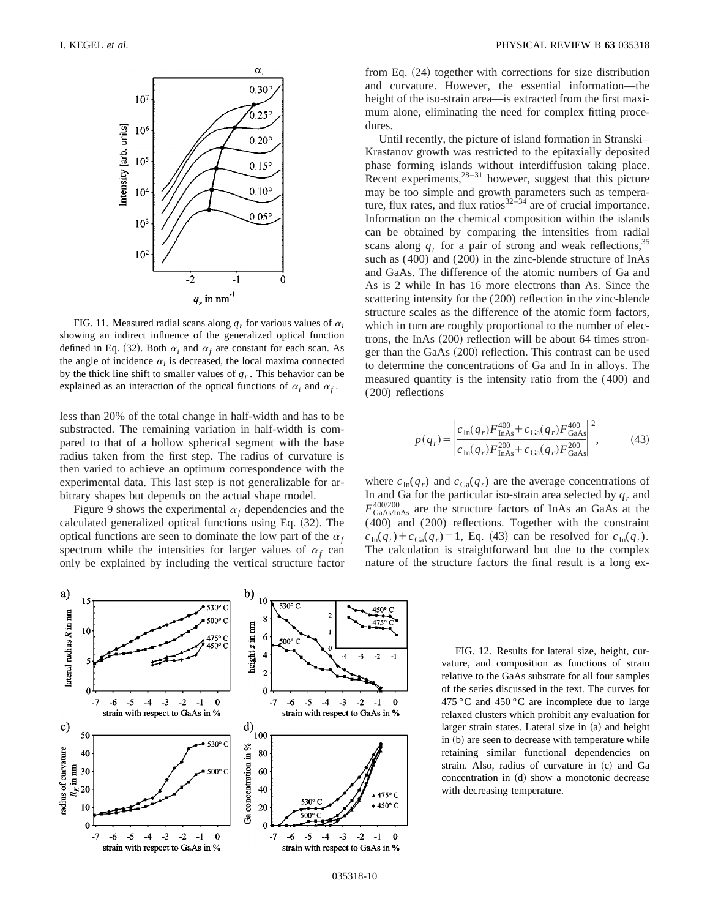FIG. 11. Measured radial scans along $q_r$ for various values of $\alpha_i$ showing an indirect influence of the generalized optical function defined in Eq. (32). Both $\alpha_i$ and $\alpha_f$ are constant for each scan. As the angle of incidence $\alpha_i$ is decreased, the local maxima connected by the thick line shift to smaller values of $q_r$. This behavior can be explained as an interaction of the optical functions of $\alpha_i$ and $\alpha_f$.

less than 20% of the total change in half-width and has to be substracted. The remaining variation in half-width is compared to that of a hollow spherical segment with the base radius taken from the first step. The radius of curvature is then varied to achieve an optimum correspondence with the experimental data. This last step is not generalizable for arbitrary shapes but depends on the actual shape model.

Figure 9 shows the experimental $\alpha_f$ dependencies and the calculated generalized optical functions using Eq. (32). The optical functions are seen to dominate the low part of the $\alpha_f$ spectrum while the intensities for larger values of $\alpha_f$ can only be explained by including the vertical structure factor from Eq. (24) together with corrections for size distribution and curvature. However, the essential information—the height of the iso-strain area—is extracted from the first maximum alone, eliminating the need for complex fitting procedures.

Until recently, the picture of island formation in Stranski–Krastanov growth was restricted to the epitaxially deposited phase forming islands without interdiffusion taking place. Recent experiments,[28–31] however, suggest that this picture may be too simple and growth parameters such as temperature, flux rates, and flux ratios[32–34] are of crucial importance. Information on the chemical composition within the islands can be obtained by comparing the intensities from radial scans along $q_r$ for a pair of strong and weak reflections,[35] such as (400) and (200) in the zinc-blende structure of InAs and GaAs. The difference of the atomic numbers of Ga and As is 2 while In has 16 more electrons than As. Since the scattering intensity for the (200) reflection in the zinc-blende structure scales as the difference of the atomic form factors, which in turn are roughly proportional to the number of electrons, the InAs (200) reflection will be about 64 times stronger than the GaAs (200) reflection. This contrast can be used to determine the concentrations of Ga and In in alloys. The measured quantity is the intensity ratio from the (400) and (200) reflections

$$p(q_r)=\left|\frac{c_{\mathrm{In}}(q_r)F^{400}_{\mathrm{InAs}}+c_{\mathrm{Ga}}(q_r)F^{400}_{\mathrm{GaAs}}}{c_{\mathrm{In}}(q_r)F^{200}_{\mathrm{InAs}}+c_{\mathrm{Ga}}(q_r)F^{200}_{\mathrm{GaAs}}}\right|^2, \tag{43}$$

where $c_{\mathrm{In}}(q_r)$ and $c_{\mathrm{Ga}}(q_r)$ are the average concentrations of In and Ga for the particular iso-strain area selected by $q_r$ and $F^{400/200}_{\mathrm{GaAs/InAs}}$ are the structure factors of InAs an GaAs at the (400) and (200) reflections. Together with the constraint $c_{\mathrm{In}}(q_r)+c_{\mathrm{Ga}}(q_r)=1$, Eq. (43) can be resolved for $c_{\mathrm{In}}(q_r)$. The calculation is straightforward but due to the complex nature of the structure factors the final result is a long ex-

FIG. 12. Results for lateral size, height, curvature, and composition as functions of strain relative to the GaAs substrate for all four samples of the series discussed in the text. The curves for 475 °C and 450 °C are incomplete due to large relaxed clusters which prohibit any evaluation for larger strain states. Lateral size in (a) and height in (b) are seen to decrease with temperature while retaining similar functional dependencies on strain. Also, radius of curvature in (c) and Ga concentration in (d) show a monotonic decrease with decreasing temperature.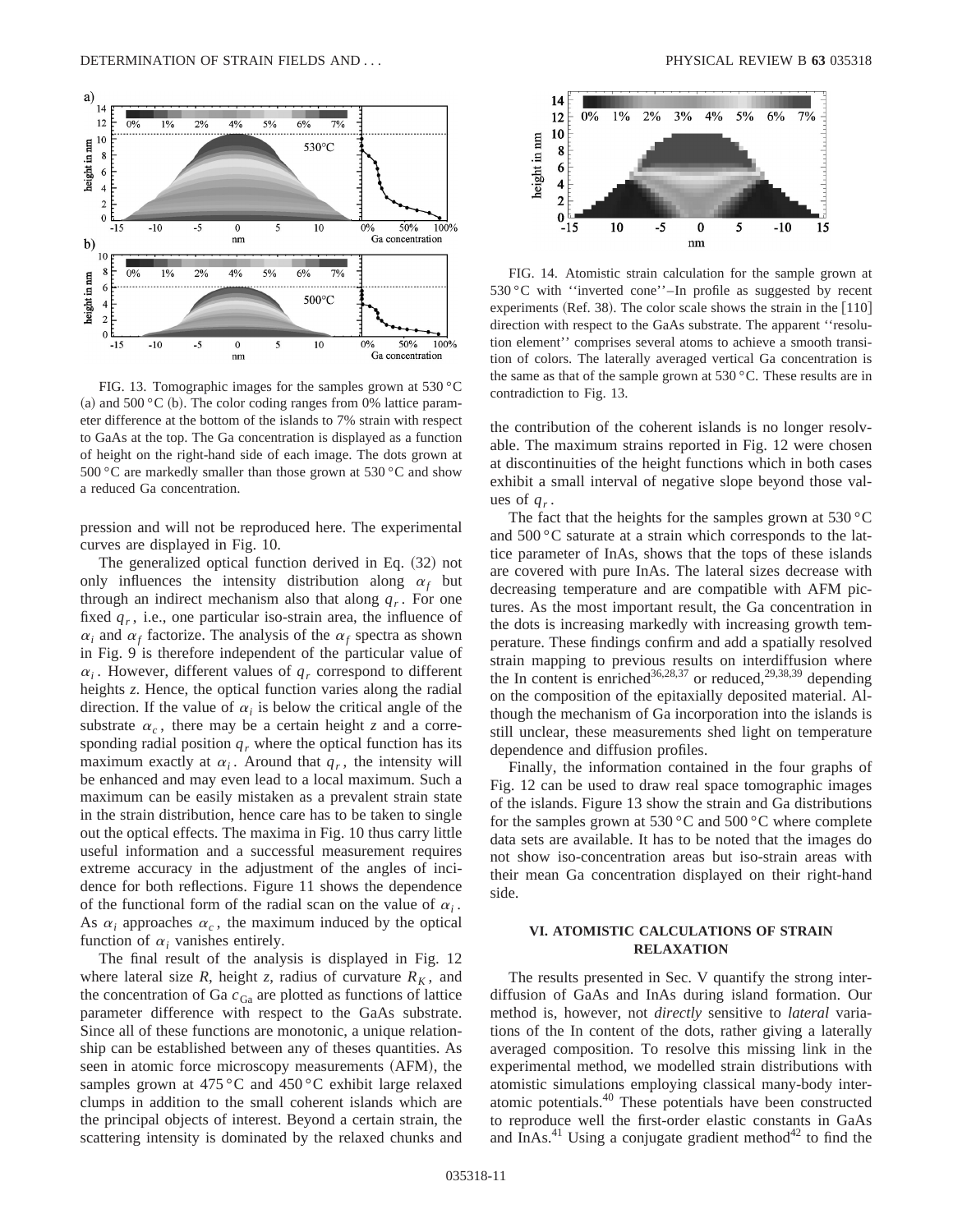FIG. 13. Tomographic images for the samples grown at 530 °C (a) and 500 °C (b). The color coding ranges from 0% lattice parameter difference at the bottom of the islands to 7% strain with respect to GaAs at the top. The Ga concentration is displayed as a function of height on the right-hand side of each image. The dots grown at 500 °C are markedly smaller than those grown at 530 °C and show a reduced Ga concentration.

FIG. 14. Atomistic strain calculation for the sample grown at 530 °C with ''inverted cone''–In profile as suggested by recent experiments (Ref. 38). The color scale shows the strain in the [110] direction with respect to the GaAs substrate. The apparent ''resolution element'' comprises several atoms to achieve a smooth transition of colors. The laterally averaged vertical Ga concentration is the same as that of the sample grown at 530 °C. These results are in contradiction to Fig. 13.

pression and will not be reproduced here. The experimental curves are displayed in Fig. 10.

The generalized optical function derived in Eq. (32) not only influences the intensity distribution along $\alpha_f$ but through an indirect mechanism also that along $q_r$. For one fixed $q_r$, i.e., one particular iso-strain area, the influence of $\alpha_i$ and $\alpha_f$ factorize. The analysis of the $\alpha_f$ spectra as shown in Fig. 9 is therefore independent of the particular value of $\alpha_i$. However, different values of $q_r$ correspond to different heights $z$. Hence, the optical function varies along the radial direction. If the value of $\alpha_i$ is below the critical angle of the substrate $\alpha_c$, there may be a certain height $z$ and a corresponding radial position $q_r$ where the optical function has its maximum exactly at $\alpha_i$. Around that $q_r$, the intensity will be enhanced and may even lead to a local maximum. Such a maximum can be easily mistaken as a prevalent strain state in the strain distribution, hence care has to be taken to single out the optical effects. The maxima in Fig. 10 thus carry little useful information and a successful measurement requires extreme accuracy in the adjustment of the angles of incidence for both reflections. Figure 11 shows the dependence of the functional form of the radial scan on the value of $\alpha_i$. As $\alpha_i$ approaches $\alpha_c$, the maximum induced by the optical function of $\alpha_i$ vanishes entirely.

The final result of the analysis is displayed in Fig. 12 where lateral size $R$, height $z$, radius of curvature $R_K$, and the concentration of Ga $c_{\mathrm{Ga}}$ are plotted as functions of lattice parameter difference with respect to the GaAs substrate. Since all of these functions are monotonic, a unique relationship can be established between any of theses quantities. As seen in atomic force microscopy measurements (AFM), the samples grown at 475 °C and 450 °C exhibit large relaxed clumps in addition to the small coherent islands which are the principal objects of interest. Beyond a certain strain, the scattering intensity is dominated by the relaxed chunks and the contribution of the coherent islands is no longer resolvable. The maximum strains reported in Fig. 12 were chosen at discontinuities of the height functions which in both cases exhibit a small interval of negative slope beyond those values of $q_r$.

The fact that the heights for the samples grown at 530 °C and 500 °C saturate at a strain which corresponds to the lattice parameter of InAs, shows that the tops of these islands are covered with pure InAs. The lateral sizes decrease with decreasing temperature and are compatible with AFM pictures. As the most important result, the Ga concentration in the dots is increasing markedly with increasing growth temperature. These findings confirm and add a spatially resolved strain mapping to previous results on interdiffusion where the In content is enriched[36,28,37] or reduced,[29,38,39] depending on the composition of the epitaxially deposited material. Although the mechanism of Ga incorporation into the islands is still unclear, these measurements shed light on temperature dependence and diffusion profiles.

Finally, the information contained in the four graphs of Fig. 12 can be used to draw real space tomographic images of the islands. Figure 13 show the strain and Ga distributions for the samples grown at 530 °C and 500 °C where complete data sets are available. It has to be noted that the images do not show iso-concentration areas but iso-strain areas with their mean Ga concentration displayed on their right-hand side.

## VI. ATOMISTIC CALCULATIONS OF STRAIN RELAXATION

The results presented in Sec. V quantify the strong interdiffusion of GaAs and InAs during island formation. Our method is, however, not *directly* sensitive to *lateral* variations of the In content of the dots, rather giving a laterally averaged composition. To resolve this missing link in the experimental method, we modelled strain distributions with atomistic simulations employing classical many-body interatomic potentials.[40] These potentials have been constructed to reproduce well the first-order elastic constants in GaAs and InAs.[41] Using a conjugate gradient method[42] to find the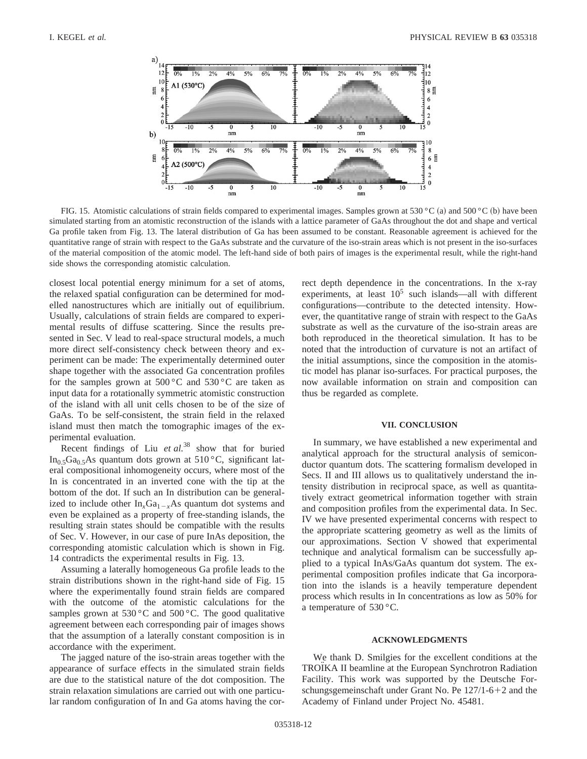a)

0% 1% 2% 4% 5% 6% 7%

A1 (530°C)

nm

b)

0% 1% 2% 4% 5% 6% 7%

A2 (500°C)

nm

FIG. 15. Atomistic calculations of strain fields compared to experimental images. Samples grown at 530 °C (a) and 500 °C (b) have been simulated starting from an atomistic reconstruction of the islands with a lattice parameter of GaAs throughout the dot and shape and vertical Ga profile taken from Fig. 13. The lateral distribution of Ga has been assumed to be constant. Reasonable agreement is achieved for the quantitative range of strain with respect to the GaAs substrate and the curvature of the iso-strain areas which is not present in the iso-surfaces of the material composition of the atomic model. The left-hand side of both pairs of images is the experimental result, while the right-hand side shows the corresponding atomistic calculation.

closest local potential energy minimum for a set of atoms, the relaxed spatial configuration can be determined for modelled nanostructures which are initially out of equilibrium. Usually, calculations of strain fields are compared to experimental results of diffuse scattering. Since the results presented in Sec. V lead to real-space structural models, a much more direct self-consistency check between theory and experiment can be made: The experimentally determined outer shape together with the associated Ga concentration profiles for the samples grown at 500 °C and 530 °C are taken as input data for a rotationally symmetric atomistic construction of the island with all unit cells chosen to be of the size of GaAs. To be self-consistent, the strain field in the relaxed island must then match the tomographic images of the experimental evaluation.

Recent findings of Liu *et al.*[38] show that for buried $In_{0.5}Ga_{0.5}As$ quantum dots grown at 510 °C, significant lateral compositional inhomogeneity occurs, where most of the In is concentrated in an inverted cone with the tip at the bottom of the dot. If such an In distribution can be generalized to include other $In_xGa_{1-x}As$ quantum dot systems and even be explained as a property of free-standing islands, the resulting strain states should be compatible with the results of Sec. V. However, in our case of pure InAs deposition, the corresponding atomistic calculation which is shown in Fig. 14 contradicts the experimental results in Fig. 13.

Assuming a laterally homogeneous Ga profile leads to the strain distributions shown in the right-hand side of Fig. 15 where the experimentally found strain fields are compared with the outcome of the atomistic calculations for the samples grown at 530 °C and 500 °C. The good qualitative agreement between each corresponding pair of images shows that the assumption of a laterally constant composition is in accordance with the experiment.

The jagged nature of the iso-strain areas together with the appearance of surface effects in the simulated strain fields are due to the statistical nature of the dot composition. The strain relaxation simulations are carried out with one particular random configuration of In and Ga atoms having the correct depth dependence in the concentrations. In the x-ray experiments, at least $10^5$ such islands—all with different configurations—contribute to the detected intensity. However, the quantitative range of strain with respect to the GaAs substrate as well as the curvature of the iso-strain areas are both reproduced in the theoretical simulation. It has to be noted that the introduction of curvature is not an artifact of the initial assumptions, since the composition in the atomistic model has planar iso-surfaces. For practical purposes, the now available information on strain and composition can thus be regarded as complete.

## VII. CONCLUSION

In summary, we have established a new experimental and analytical approach for the structural analysis of semiconductor quantum dots. The scattering formalism developed in Secs. II and III allows us to qualitatively understand the intensity distribution in reciprocal space, as well as quantitatively extract geometrical information together with strain and composition profiles from the experimental data. In Sec. IV we have presented experimental concerns with respect to the appropriate scattering geometry as well as the limits of our approximations. Section V showed that experimental technique and analytical formalism can be successfully applied to a typical InAs/GaAs quantum dot system. The experimental composition profiles indicate that Ga incorporation into the islands is a heavily temperature dependent process which results in In concentrations as low as 50% for a temperature of 530 °C.

## ACKNOWLEDGMENTS

We thank D. Smilgies for the excellent conditions at the TROÏKA II beamline at the European Synchrotron Radiation Facility. This work was supported by the Deutsche Forschungsgemeinschaft under Grant No. Pe 127/1-6+2 and the Academy of Finland under Project No. 45481.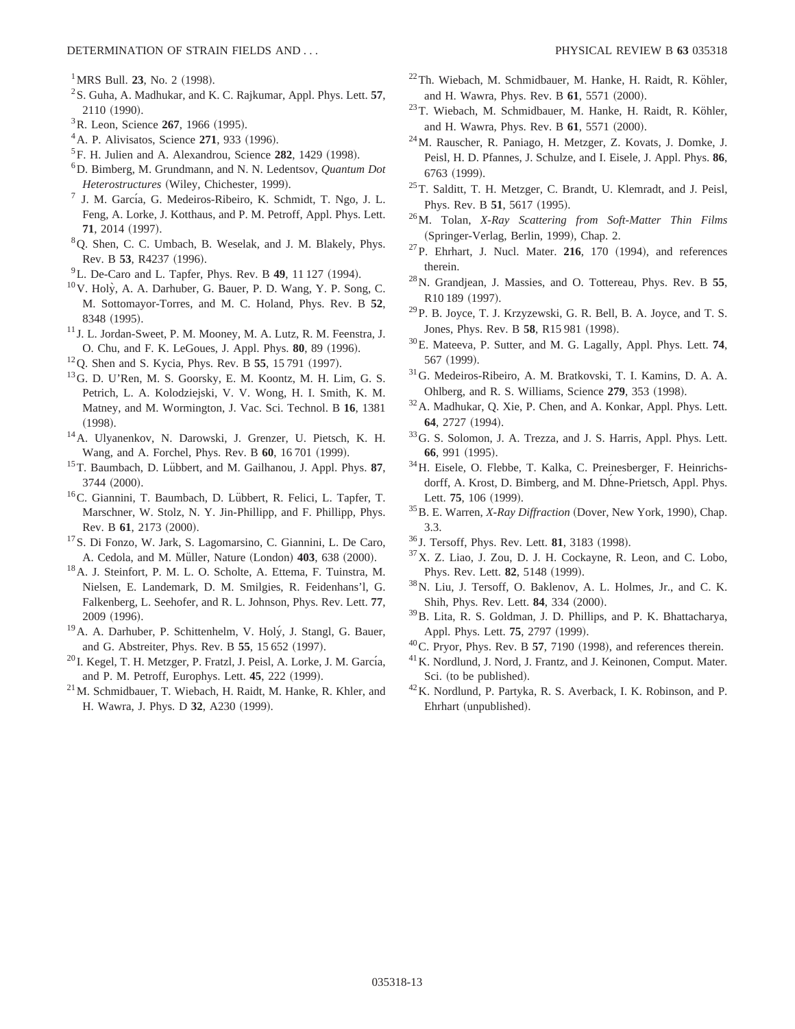[1] MRS Bull. **23**, No. 2 (1998).

[2] S. Guha, A. Madhukar, and K. C. Rajkumar, Appl. Phys. Lett. **57**, 2110 (1990).

[3] R. Leon, Science **267**, 1966 (1995).

[4] A. P. Alivisatos, Science **271**, 933 (1996).

[5] F. H. Julien and A. Alexandrou, Science **282**, 1429 (1998).

[6] D. Bimberg, M. Grundmann, and N. N. Ledentsov, *Quantum Dot Heterostructures* (Wiley, Chichester, 1999).

[7] J. M. García, G. Medeiros-Ribeiro, K. Schmidt, T. Ngo, J. L. Feng, A. Lorke, J. Kotthaus, and P. M. Petroff, Appl. Phys. Lett. **71**, 2014 (1997).

[8] Q. Shen, C. C. Umbach, B. Weselak, and J. M. Blakely, Phys. Rev. B **53**, R4237 (1996).

[9] L. De-Caro and L. Tapfer, Phys. Rev. B **49**, 11 127 (1994).

[10] V. Holý, A. A. Darhuber, G. Bauer, P. D. Wang, Y. P. Song, C. M. Sottomayor-Torres, and M. C. Holand, Phys. Rev. B **52**, 8348 (1995).

[11] J. L. Jordan-Sweet, P. M. Mooney, M. A. Lutz, R. M. Feenstra, J. O. Chu, and F. K. LeGoues, J. Appl. Phys. **80**, 89 (1996).

[12] Q. Shen and S. Kycia, Phys. Rev. B **55**, 15 791 (1997).

[13] G. D. U'Ren, M. S. Goorsky, E. M. Koontz, M. H. Lim, G. S. Petrich, L. A. Kolodziejski, V. V. Wong, H. I. Smith, K. M. Matney, and M. Wormington, J. Vac. Sci. Technol. B **16**, 1381 (1998).

[14] A. Ulyanenkov, N. Darowski, J. Grenzer, U. Pietsch, K. H. Wang, and A. Forchel, Phys. Rev. B **60**, 16 701 (1999).

[15] T. Baumbach, D. Lübbert, and M. Gailhanou, J. Appl. Phys. **87**, 3744 (2000).

[16] C. Giannini, T. Baumbach, D. Lübbert, R. Felici, L. Tapfer, T. Marschner, W. Stolz, N. Y. Jin-Phillipp, and F. Phillipp, Phys. Rev. B **61**, 2173 (2000).

[17] S. Di Fonzo, W. Jark, S. Lagomarsino, C. Giannini, L. De Caro, A. Cedola, and M. Müller, Nature (London) **403**, 638 (2000).

[18] A. J. Steinfort, P. M. L. O. Scholte, A. Ettema, F. Tuinstra, M. Nielsen, E. Landemark, D. M. Smilgies, R. Feidenhans'l, G. Falkenberg, L. Seehofer, and R. L. Johnson, Phys. Rev. Lett. **77**, 2009 (1996).

[19] A. A. Darhuber, P. Schittenhelm, V. Holý, J. Stangl, G. Bauer, and G. Abstreiter, Phys. Rev. B **55**, 15 652 (1997).

[20] I. Kegel, T. H. Metzger, P. Fratzl, J. Peisl, A. Lorke, J. M. García, and P. M. Petroff, Europhys. Lett. **45**, 222 (1999).

[21] M. Schmidbauer, T. Wiebach, H. Raidt, M. Hanke, R. Khler, and H. Wawra, J. Phys. D **32**, A230 (1999).

[22] Th. Wiebach, M. Schmidbauer, M. Hanke, H. Raidt, R. Köhler, and H. Wawra, Phys. Rev. B **61**, 5571 (2000).

[23] T. Wiebach, M. Schmidbauer, M. Hanke, H. Raidt, R. Köhler, and H. Wawra, Phys. Rev. B **61**, 5571 (2000).

[24] M. Rauscher, R. Paniago, H. Metzger, Z. Kovats, J. Domke, J. Peisl, H. D. Pfannes, J. Schulze, and I. Eisele, J. Appl. Phys. **86**, 6763 (1999).

[25] T. Salditt, T. H. Metzger, C. Brandt, U. Klemradt, and J. Peisl, Phys. Rev. B **51**, 5617 (1995).

[26] M. Tolan, *X-Ray Scattering from Soft-Matter Thin Films* (Springer-Verlag, Berlin, 1999), Chap. 2.

[27] P. Ehrhart, J. Nucl. Mater. **216**, 170 (1994), and references therein.

[28] N. Grandjean, J. Massies, and O. Tottereau, Phys. Rev. B **55**, R10 189 (1997).

[29] P. B. Joyce, T. J. Krzyzewski, G. R. Bell, B. A. Joyce, and T. S. Jones, Phys. Rev. B **58**, R15 981 (1998).

[30] E. Mateeva, P. Sutter, and M. G. Lagally, Appl. Phys. Lett. **74**, 567 (1999).

[31] G. Medeiros-Ribeiro, A. M. Bratkovski, T. I. Kamins, D. A. A. Ohlberg, and R. S. Williams, Science **279**, 353 (1998).

[32] A. Madhukar, Q. Xie, P. Chen, and A. Konkar, Appl. Phys. Lett. **64**, 2727 (1994).

[33] G. S. Solomon, J. A. Trezza, and J. S. Harris, Appl. Phys. Lett. **66**, 991 (1995).

[34] H. Eisele, O. Flebbe, T. Kalka, C. Preinesberger, F. Heinrichsdorff, A. Krost, D. Bimberg, and M. Dǘne-Prietsch, Appl. Phys. Lett. **75**, 106 (1999).

[35] B. E. Warren, *X-Ray Diffraction* (Dover, New York, 1990), Chap. 3.3.

[36] J. Tersoff, Phys. Rev. Lett. **81**, 3183 (1998).

[37] X. Z. Liao, J. Zou, D. J. H. Cockayne, R. Leon, and C. Lobo, Phys. Rev. Lett. **82**, 5148 (1999).

[38] N. Liu, J. Tersoff, O. Baklenov, A. L. Holmes, Jr., and C. K. Shih, Phys. Rev. Lett. **84**, 334 (2000).

[39] B. Lita, R. S. Goldman, J. D. Phillips, and P. K. Bhattacharya, Appl. Phys. Lett. **75**, 2797 (1999).

[40] C. Pryor, Phys. Rev. B **57**, 7190 (1998), and references therein.

[41] K. Nordlund, J. Nord, J. Frantz, and J. Keinonen, Comput. Mater. Sci. (to be published).

[42] K. Nordlund, P. Partyka, R. S. Averback, I. K. Robinson, and P. Ehrhart (unpublished).